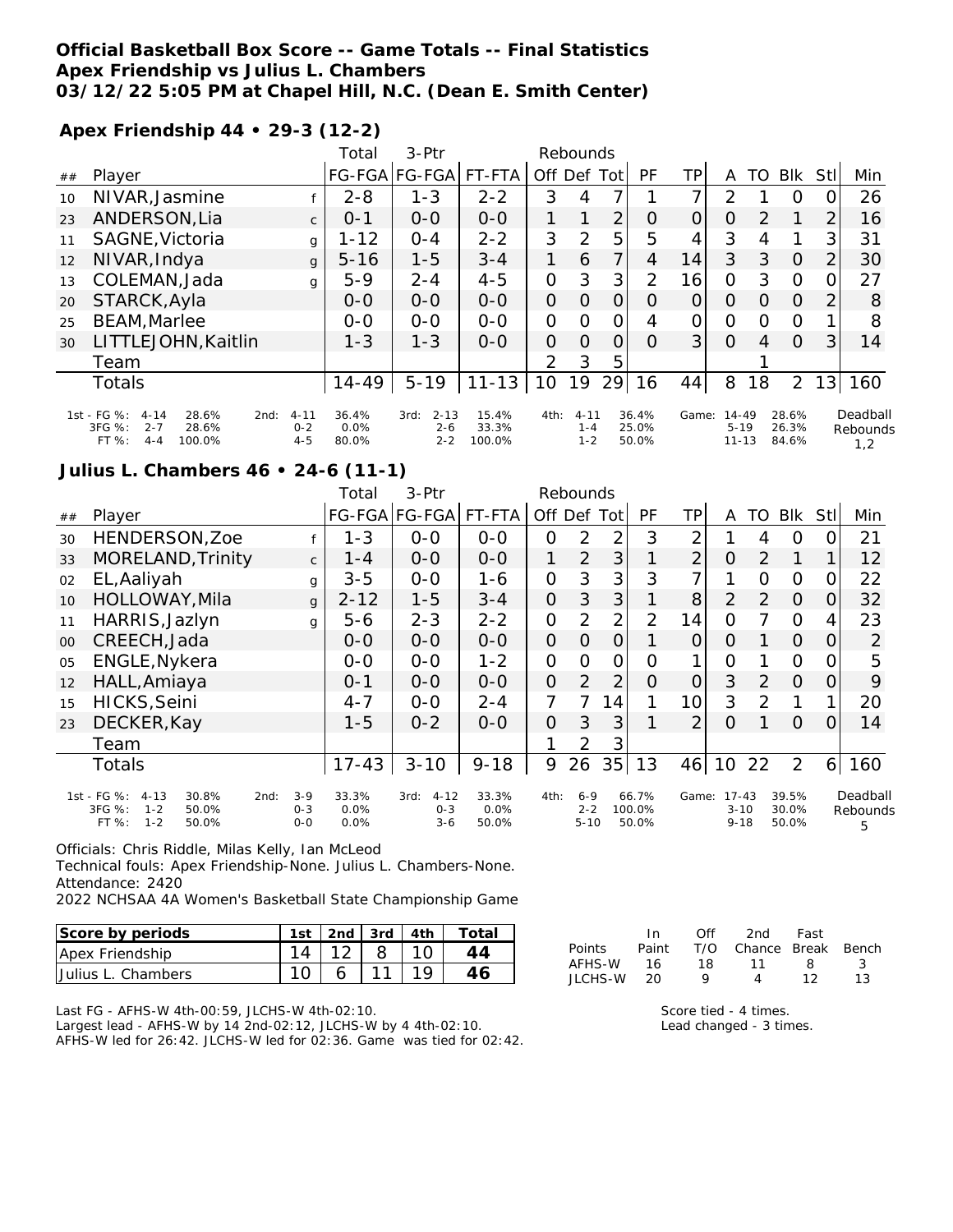**Official Basketball Box Score -- Game Totals -- Final Statistics**
**Apex Friendship vs Julius L. Chambers**
**03/12/22 5:05 PM at Chapel Hill, N.C. (Dean E. Smith Center)**

**Apex Friendship 44 • 29-3 (12-2)**

| ## | Player | | Total FG-FGA | 3-Ptr FG-FGA | FT-FTA | Off | Def | Tot | PF | TP | A | TO | Blk | Stl | Min |
|---|---|---|---|---|---|---|---|---|---|---|---|---|---|---|---|
| 10 | NIVAR,Jasmine | f | 2-8 | 1-3 | 2-2 | 3 | 4 | 7 | 1 | 7 | 2 | 1 | 0 | 0 | 26 |
| 23 | ANDERSON,Lia | c | 0-1 | 0-0 | 0-0 | 1 | 1 | 2 | 0 | 0 | 0 | 2 | 1 | 2 | 16 |
| 11 | SAGNE,Victoria | g | 1-12 | 0-4 | 2-2 | 3 | 2 | 5 | 5 | 4 | 3 | 4 | 1 | 3 | 31 |
| 12 | NIVAR,Indya | g | 5-16 | 1-5 | 3-4 | 1 | 6 | 7 | 4 | 14 | 3 | 3 | 0 | 2 | 30 |
| 13 | COLEMAN,Jada | g | 5-9 | 2-4 | 4-5 | 0 | 3 | 3 | 2 | 16 | 0 | 3 | 0 | 0 | 27 |
| 20 | STARCK,Ayla | | 0-0 | 0-0 | 0-0 | 0 | 0 | 0 | 0 | 0 | 0 | 0 | 0 | 2 | 8 |
| 25 | BEAM,Marlee | | 0-0 | 0-0 | 0-0 | 0 | 0 | 0 | 4 | 0 | 0 | 0 | 0 | 1 | 8 |
| 30 | LITTLEJOHN,Kaitlin | | 1-3 | 1-3 | 0-0 | 0 | 0 | 0 | 0 | 3 | 0 | 4 | 0 | 3 | 14 |
| | Team | | | | | 2 | 3 | 5 | | | | 1 | | | |
| | Totals | | 14-49 | 5-19 | 11-13 | 10 | 19 | 29 | 16 | 44 | 8 | 18 | 2 | 13 | 160 |

| | 1st | 2nd | 3rd | 4th | Game | |
|---|---|---|---|---|---|---|
| FG % | 4-14 28.6% | 4-11 36.4% | 2-13 15.4% | 4-11 36.4% | 14-49 28.6% | Deadball Rebounds 1,2 |
| 3FG % | 2-7 28.6% | 0-2 0.0% | 2-6 33.3% | 1-4 25.0% | 5-19 26.3% | |
| FT % | 4-4 100.0% | 4-5 80.0% | 2-2 100.0% | 1-2 50.0% | 11-13 84.6% | |

**Julius L. Chambers 46 • 24-6 (11-1)**

| ## | Player | | Total FG-FGA | 3-Ptr FG-FGA | FT-FTA | Off | Def | Tot | PF | TP | A | TO | Blk | Stl | Min |
|---|---|---|---|---|---|---|---|---|---|---|---|---|---|---|---|
| 30 | HENDERSON,Zoe | f | 1-3 | 0-0 | 0-0 | 0 | 2 | 2 | 3 | 2 | 1 | 4 | 0 | 0 | 21 |
| 33 | MORELAND,Trinity | c | 1-4 | 0-0 | 0-0 | 1 | 2 | 3 | 1 | 2 | 0 | 2 | 1 | 1 | 12 |
| 02 | EL,Aaliyah | g | 3-5 | 0-0 | 1-6 | 0 | 3 | 3 | 3 | 7 | 1 | 0 | 0 | 0 | 22 |
| 10 | HOLLOWAY,Mila | g | 2-12 | 1-5 | 3-4 | 0 | 3 | 3 | 1 | 8 | 2 | 2 | 0 | 0 | 32 |
| 11 | HARRIS,Jazlyn | g | 5-6 | 2-3 | 2-2 | 0 | 2 | 2 | 2 | 14 | 0 | 7 | 0 | 4 | 23 |
| 00 | CREECH,Jada | | 0-0 | 0-0 | 0-0 | 0 | 0 | 0 | 1 | 0 | 0 | 1 | 0 | 0 | 2 |
| 05 | ENGLE,Nykera | | 0-0 | 0-0 | 1-2 | 0 | 0 | 0 | 0 | 1 | 0 | 1 | 0 | 0 | 5 |
| 12 | HALL,Amiaya | | 0-1 | 0-0 | 0-0 | 0 | 2 | 2 | 0 | 0 | 3 | 2 | 0 | 0 | 9 |
| 15 | HICKS,Seini | | 4-7 | 0-0 | 2-4 | 7 | 7 | 14 | 1 | 10 | 3 | 2 | 1 | 1 | 20 |
| 23 | DECKER,Kay | | 1-5 | 0-2 | 0-0 | 0 | 3 | 3 | 1 | 2 | 0 | 1 | 0 | 0 | 14 |
| | Team | | | | | 1 | 2 | 3 | | | | | | | |
| | Totals | | 17-43 | 3-10 | 9-18 | 9 | 26 | 35 | 13 | 46 | 10 | 22 | 2 | 6 | 160 |

| | 1st | 2nd | 3rd | 4th | Game | |
|---|---|---|---|---|---|---|
| FG % | 4-13 30.8% | 3-9 33.3% | 4-12 33.3% | 6-9 66.7% | 17-43 39.5% | Deadball Rebounds 5 |
| 3FG % | 1-2 50.0% | 0-3 0.0% | 0-3 0.0% | 2-2 100.0% | 3-10 30.0% | |
| FT % | 1-2 50.0% | 0-0 0.0% | 3-6 50.0% | 5-10 50.0% | 9-18 50.0% | |

Officials: Chris Riddle, Milas Kelly, Ian McLeod
Technical fouls: Apex Friendship-None. Julius L. Chambers-None.
Attendance: 2420
2022 NCHSAA 4A Women's Basketball State Championship Game

| Score by periods | 1st | 2nd | 3rd | 4th | Total |
|---|---|---|---|---|---|
| Apex Friendship | 14 | 12 | 8 | 10 | 44 |
| Julius L. Chambers | 10 | 6 | 11 | 19 | 46 |

| Points | In Paint | Off T/O | 2nd Chance | Fast Break | Bench |
|---|---|---|---|---|---|
| AFHS-W | 16 | 18 | 11 | 8 | 3 |
| JLCHS-W | 20 | 9 | 4 | 12 | 13 |

Last FG - AFHS-W 4th-00:59, JLCHS-W 4th-02:10.
Largest lead - AFHS-W by 14 2nd-02:12, JLCHS-W by 4 4th-02:10.
AFHS-W led for 26:42. JLCHS-W led for 02:36. Game was tied for 02:42.

Score tied - 4 times.
Lead changed - 3 times.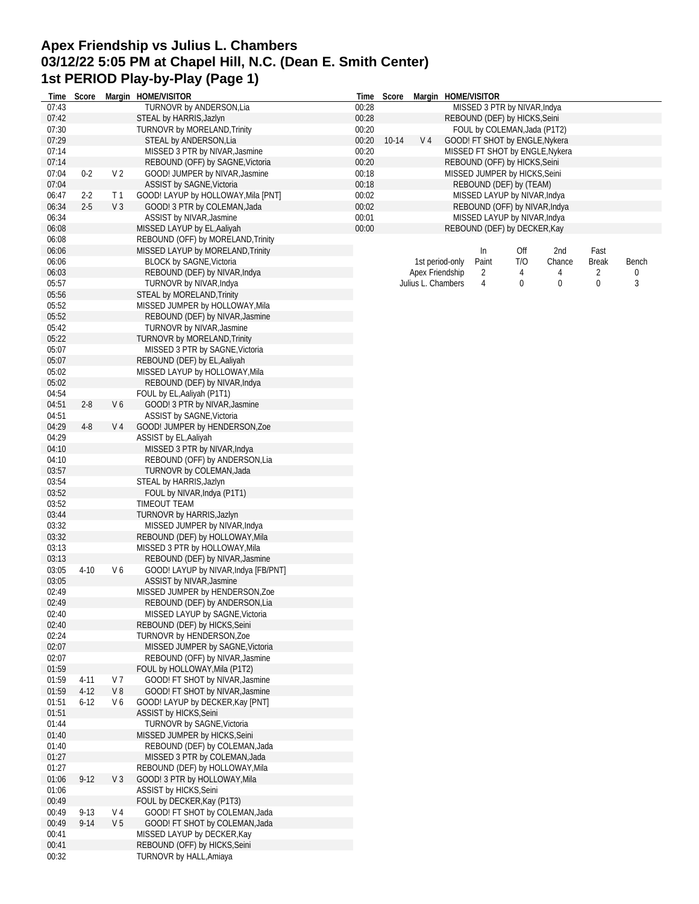# Apex Friendship vs Julius L. Chambers
## 03/12/22 5:05 PM at Chapel Hill, N.C. (Dean E. Smith Center)
## 1st PERIOD Play-by-Play (Page 1)

| Time | Score | Margin | HOME/VISITOR |
|---|---|---|---|
| 07:43 | | | TURNOVR by ANDERSON,Lia |
| 07:42 | | | STEAL by HARRIS,Jazlyn |
| 07:30 | | | TURNOVR by MORELAND,Trinity |
| 07:29 | | | STEAL by ANDERSON,Lia |
| 07:14 | | | MISSED 3 PTR by NIVAR,Jasmine |
| 07:14 | | | REBOUND (OFF) by SAGNE,Victoria |
| 07:04 | 0-2 | V 2 | GOOD! JUMPER by NIVAR,Jasmine |
| 07:04 | | | ASSIST by SAGNE,Victoria |
| 06:47 | 2-2 | T 1 | GOOD! LAYUP by HOLLOWAY,Mila [PNT] |
| 06:34 | 2-5 | V 3 | GOOD! 3 PTR by COLEMAN,Jada |
| 06:34 | | | ASSIST by NIVAR,Jasmine |
| 06:08 | | | MISSED LAYUP by EL,Aaliyah |
| 06:08 | | | REBOUND (OFF) by MORELAND,Trinity |
| 06:06 | | | MISSED LAYUP by MORELAND,Trinity |
| 06:06 | | | BLOCK by SAGNE,Victoria |
| 06:03 | | | REBOUND (DEF) by NIVAR,Indya |
| 05:57 | | | TURNOVR by NIVAR,Indya |
| 05:56 | | | STEAL by MORELAND,Trinity |
| 05:52 | | | MISSED JUMPER by HOLLOWAY,Mila |
| 05:52 | | | REBOUND (DEF) by NIVAR,Jasmine |
| 05:42 | | | TURNOVR by NIVAR,Jasmine |
| 05:22 | | | TURNOVR by MORELAND,Trinity |
| 05:07 | | | MISSED 3 PTR by SAGNE,Victoria |
| 05:07 | | | REBOUND (DEF) by EL,Aaliyah |
| 05:02 | | | MISSED LAYUP by HOLLOWAY,Mila |
| 05:02 | | | REBOUND (DEF) by NIVAR,Indya |
| 04:54 | | | FOUL by EL,Aaliyah (P1T1) |
| 04:51 | 2-8 | V 6 | GOOD! 3 PTR by NIVAR,Jasmine |
| 04:51 | | | ASSIST by SAGNE,Victoria |
| 04:29 | 4-8 | V 4 | GOOD! JUMPER by HENDERSON,Zoe |
| 04:29 | | | ASSIST by EL,Aaliyah |
| 04:10 | | | MISSED 3 PTR by NIVAR,Indya |
| 04:10 | | | REBOUND (OFF) by ANDERSON,Lia |
| 03:57 | | | TURNOVR by COLEMAN,Jada |
| 03:54 | | | STEAL by HARRIS,Jazlyn |
| 03:52 | | | FOUL by NIVAR,Indya (P1T1) |
| 03:52 | | | TIMEOUT TEAM |
| 03:44 | | | TURNOVR by HARRIS,Jazlyn |
| 03:32 | | | MISSED JUMPER by NIVAR,Indya |
| 03:32 | | | REBOUND (DEF) by HOLLOWAY,Mila |
| 03:13 | | | MISSED 3 PTR by HOLLOWAY,Mila |
| 03:13 | | | REBOUND (DEF) by NIVAR,Jasmine |
| 03:05 | 4-10 | V 6 | GOOD! LAYUP by NIVAR,Indya [FB/PNT] |
| 03:05 | | | ASSIST by NIVAR,Jasmine |
| 02:49 | | | MISSED JUMPER by HENDERSON,Zoe |
| 02:49 | | | REBOUND (DEF) by ANDERSON,Lia |
| 02:40 | | | MISSED LAYUP by SAGNE,Victoria |
| 02:40 | | | REBOUND (DEF) by HICKS,Seini |
| 02:24 | | | TURNOVR by HENDERSON,Zoe |
| 02:07 | | | MISSED JUMPER by SAGNE,Victoria |
| 02:07 | | | REBOUND (OFF) by NIVAR,Jasmine |
| 01:59 | | | FOUL by HOLLOWAY,Mila (P1T2) |
| 01:59 | 4-11 | V 7 | GOOD! FT SHOT by NIVAR,Jasmine |
| 01:59 | 4-12 | V 8 | GOOD! FT SHOT by NIVAR,Jasmine |
| 01:51 | 6-12 | V 6 | GOOD! LAYUP by DECKER,Kay [PNT] |
| 01:51 | | | ASSIST by HICKS,Seini |
| 01:44 | | | TURNOVR by SAGNE,Victoria |
| 01:40 | | | MISSED JUMPER by HICKS,Seini |
| 01:40 | | | REBOUND (DEF) by COLEMAN,Jada |
| 01:27 | | | MISSED 3 PTR by COLEMAN,Jada |
| 01:27 | | | REBOUND (DEF) by HOLLOWAY,Mila |
| 01:06 | 9-12 | V 3 | GOOD! 3 PTR by HOLLOWAY,Mila |
| 01:06 | | | ASSIST by HICKS,Seini |
| 00:49 | | | FOUL by DECKER,Kay (P1T3) |
| 00:49 | 9-13 | V 4 | GOOD! FT SHOT by COLEMAN,Jada |
| 00:49 | 9-14 | V 5 | GOOD! FT SHOT by COLEMAN,Jada |
| 00:41 | | | MISSED LAYUP by DECKER,Kay |
| 00:41 | | | REBOUND (OFF) by HICKS,Seini |
| 00:32 | | | TURNOVR by HALL,Amiaya |
| 00:28 | | | MISSED 3 PTR by NIVAR,Indya |
| 00:28 | | | REBOUND (DEF) by HICKS,Seini |
| 00:20 | | | FOUL by COLEMAN,Jada (P1T2) |
| 00:20 | 10-14 | V 4 | GOOD! FT SHOT by ENGLE,Nykera |
| 00:20 | | | MISSED FT SHOT by ENGLE,Nykera |
| 00:20 | | | REBOUND (OFF) by HICKS,Seini |
| 00:18 | | | MISSED JUMPER by HICKS,Seini |
| 00:18 | | | REBOUND (DEF) by (TEAM) |
| 00:02 | | | MISSED LAYUP by NIVAR,Indya |
| 00:02 | | | REBOUND (OFF) by NIVAR,Indya |
| 00:01 | | | MISSED LAYUP by NIVAR,Indya |
| 00:00 | | | REBOUND (DEF) by DECKER,Kay |

| 1st period-only | In Paint | Off T/O | 2nd Chance | Fast Break | Bench |
|---|---|---|---|---|---|
| Apex Friendship | 2 | 4 | 4 | 2 | 0 |
| Julius L. Chambers | 4 | 0 | 0 | 0 | 3 |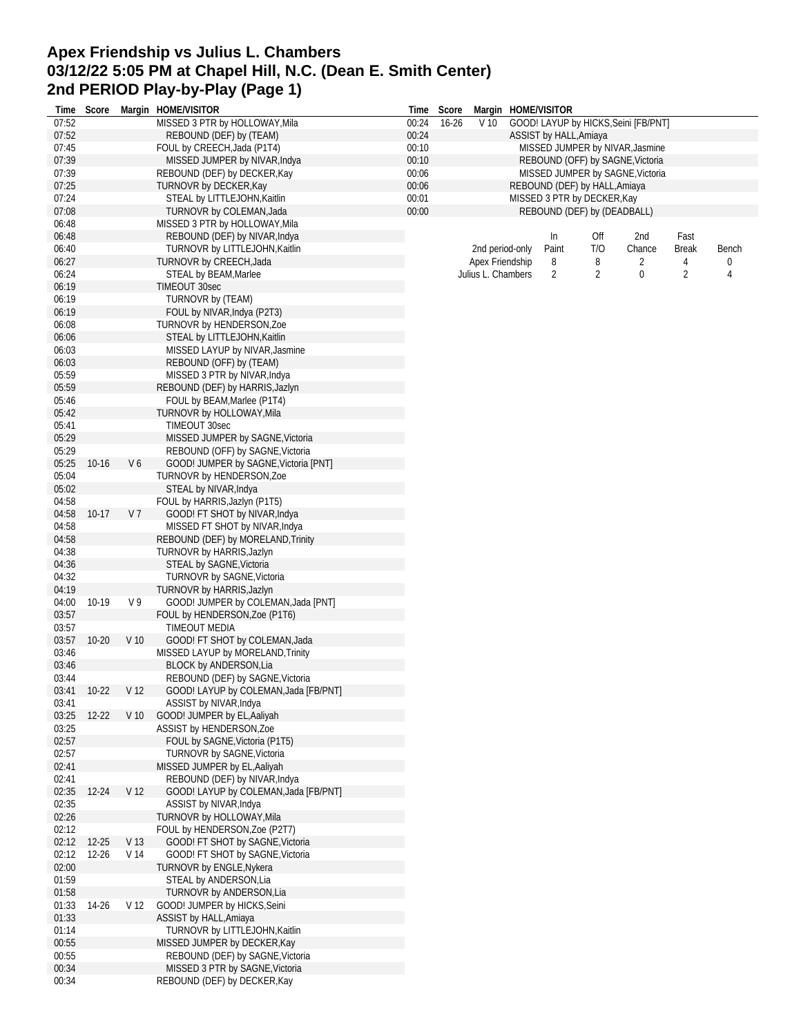# Apex Friendship vs Julius L. Chambers
## 03/12/22 5:05 PM at Chapel Hill, N.C. (Dean E. Smith Center)
## 2nd PERIOD Play-by-Play (Page 1)

| Time | Score | Margin | HOME/VISITOR |
|---|---|---|---|
| 07:52 | | | MISSED 3 PTR by HOLLOWAY,Mila |
| 07:52 | | | REBOUND (DEF) by (TEAM) |
| 07:45 | | | FOUL by CREECH,Jada (P1T4) |
| 07:39 | | | MISSED JUMPER by NIVAR,Indya |
| 07:39 | | | REBOUND (DEF) by DECKER,Kay |
| 07:25 | | | TURNOVR by DECKER,Kay |
| 07:24 | | | STEAL by LITTLEJOHN,Kaitlin |
| 07:08 | | | TURNOVR by COLEMAN,Jada |
| 06:48 | | | MISSED 3 PTR by HOLLOWAY,Mila |
| 06:48 | | | REBOUND (DEF) by NIVAR,Indya |
| 06:40 | | | TURNOVR by LITTLEJOHN,Kaitlin |
| 06:27 | | | TURNOVR by CREECH,Jada |
| 06:24 | | | STEAL by BEAM,Marlee |
| 06:19 | | | TIMEOUT 30sec |
| 06:19 | | | TURNOVR by (TEAM) |
| 06:19 | | | FOUL by NIVAR,Indya (P2T3) |
| 06:08 | | | TURNOVR by HENDERSON,Zoe |
| 06:06 | | | STEAL by LITTLEJOHN,Kaitlin |
| 06:03 | | | MISSED LAYUP by NIVAR,Jasmine |
| 06:03 | | | REBOUND (OFF) by (TEAM) |
| 05:59 | | | MISSED 3 PTR by NIVAR,Indya |
| 05:59 | | | REBOUND (DEF) by HARRIS,Jazlyn |
| 05:46 | | | FOUL by BEAM,Marlee (P1T4) |
| 05:42 | | | TURNOVR by HOLLOWAY,Mila |
| 05:41 | | | TIMEOUT 30sec |
| 05:29 | | | MISSED JUMPER by SAGNE,Victoria |
| 05:29 | | | REBOUND (OFF) by SAGNE,Victoria |
| 05:25 | 10-16 | V 6 | GOOD! JUMPER by SAGNE,Victoria [PNT] |
| 05:04 | | | TURNOVR by HENDERSON,Zoe |
| 05:02 | | | STEAL by NIVAR,Indya |
| 04:58 | | | FOUL by HARRIS,Jazlyn (P1T5) |
| 04:58 | 10-17 | V 7 | GOOD! FT SHOT by NIVAR,Indya |
| 04:58 | | | MISSED FT SHOT by NIVAR,Indya |
| 04:58 | | | REBOUND (DEF) by MORELAND,Trinity |
| 04:38 | | | TURNOVR by HARRIS,Jazlyn |
| 04:36 | | | STEAL by SAGNE,Victoria |
| 04:32 | | | TURNOVR by SAGNE,Victoria |
| 04:19 | | | TURNOVR by HARRIS,Jazlyn |
| 04:00 | 10-19 | V 9 | GOOD! JUMPER by COLEMAN,Jada [PNT] |
| 03:57 | | | FOUL by HENDERSON,Zoe (P1T6) |
| 03:57 | | | TIMEOUT MEDIA |
| 03:57 | 10-20 | V 10 | GOOD! FT SHOT by COLEMAN,Jada |
| 03:46 | | | MISSED LAYUP by MORELAND,Trinity |
| 03:46 | | | BLOCK by ANDERSON,Lia |
| 03:44 | | | REBOUND (DEF) by SAGNE,Victoria |
| 03:41 | 10-22 | V 12 | GOOD! LAYUP by COLEMAN,Jada [FB/PNT] |
| 03:41 | | | ASSIST by NIVAR,Indya |
| 03:25 | 12-22 | V 10 | GOOD! JUMPER by EL,Aaliyah |
| 03:25 | | | ASSIST by HENDERSON,Zoe |
| 02:57 | | | FOUL by SAGNE,Victoria (P1T5) |
| 02:57 | | | TURNOVR by SAGNE,Victoria |
| 02:41 | | | MISSED JUMPER by EL,Aaliyah |
| 02:41 | | | REBOUND (DEF) by NIVAR,Indya |
| 02:35 | 12-24 | V 12 | GOOD! LAYUP by COLEMAN,Jada [FB/PNT] |
| 02:35 | | | ASSIST by NIVAR,Indya |
| 02:26 | | | TURNOVR by HOLLOWAY,Mila |
| 02:12 | | | FOUL by HENDERSON,Zoe (P2T7) |
| 02:12 | 12-25 | V 13 | GOOD! FT SHOT by SAGNE,Victoria |
| 02:12 | 12-26 | V 14 | GOOD! FT SHOT by SAGNE,Victoria |
| 02:00 | | | TURNOVR by ENGLE,Nykera |
| 01:59 | | | STEAL by ANDERSON,Lia |
| 01:58 | | | TURNOVR by ANDERSON,Lia |
| 01:33 | 14-26 | V 12 | GOOD! JUMPER by HICKS,Seini |
| 01:33 | | | ASSIST by HALL,Amiaya |
| 01:14 | | | TURNOVR by LITTLEJOHN,Kaitlin |
| 00:55 | | | MISSED JUMPER by DECKER,Kay |
| 00:55 | | | REBOUND (DEF) by SAGNE,Victoria |
| 00:34 | | | MISSED 3 PTR by SAGNE,Victoria |
| 00:34 | | | REBOUND (DEF) by DECKER,Kay |
| 00:24 | 16-26 | V 10 | GOOD! LAYUP by HICKS,Seini [FB/PNT] |
| 00:24 | | | ASSIST by HALL,Amiaya |
| 00:10 | | | MISSED JUMPER by NIVAR,Jasmine |
| 00:10 | | | REBOUND (OFF) by SAGNE,Victoria |
| 00:06 | | | MISSED JUMPER by SAGNE,Victoria |
| 00:06 | | | REBOUND (DEF) by HALL,Amiaya |
| 00:01 | | | MISSED 3 PTR by DECKER,Kay |
| 00:00 | | | REBOUND (DEF) by (DEADBALL) |

| 2nd period-only | In Paint | Off T/O | 2nd Chance | Fast Break | Bench |
|---|---|---|---|---|---|
| Apex Friendship | 8 | 8 | 2 | 4 | 0 |
| Julius L. Chambers | 2 | 2 | 0 | 2 | 4 |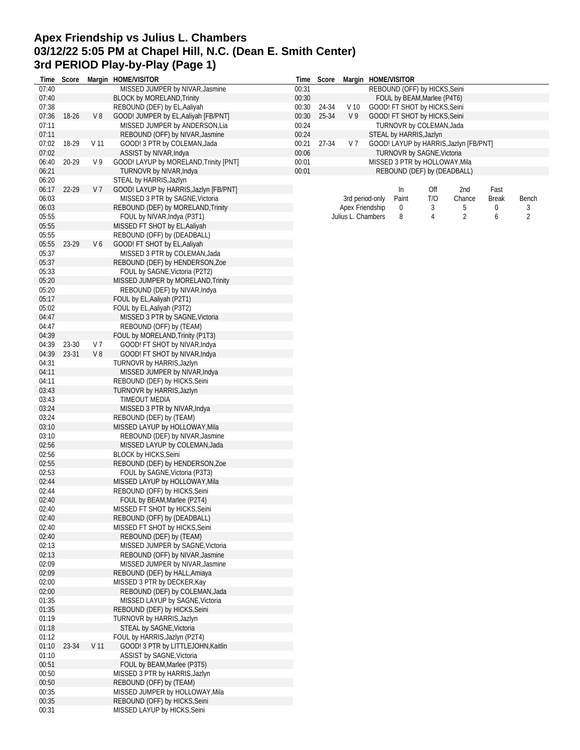# Apex Friendship vs Julius L. Chambers
## 03/12/22 5:05 PM at Chapel Hill, N.C. (Dean E. Smith Center)
## 3rd PERIOD Play-by-Play (Page 1)

| Time | Score | Margin | HOME/VISITOR |
|---|---|---|---|
| 07:40 | | | MISSED JUMPER by NIVAR,Jasmine |
| 07:40 | | | BLOCK by MORELAND,Trinity |
| 07:38 | | | REBOUND (DEF) by EL,Aaliyah |
| 07:36 | 18-26 | V 8 | GOOD! JUMPER by EL,Aaliyah [FB/PNT] |
| 07:11 | | | MISSED JUMPER by ANDERSON,Lia |
| 07:11 | | | REBOUND (OFF) by NIVAR,Jasmine |
| 07:02 | 18-29 | V 11 | GOOD! 3 PTR by COLEMAN,Jada |
| 07:02 | | | ASSIST by NIVAR,Indya |
| 06:40 | 20-29 | V 9 | GOOD! LAYUP by MORELAND,Trinity [PNT] |
| 06:21 | | | TURNOVR by NIVAR,Indya |
| 06:20 | | | STEAL by HARRIS,Jazlyn |
| 06:17 | 22-29 | V 7 | GOOD! LAYUP by HARRIS,Jazlyn [FB/PNT] |
| 06:03 | | | MISSED 3 PTR by SAGNE,Victoria |
| 06:03 | | | REBOUND (DEF) by MORELAND,Trinity |
| 05:55 | | | FOUL by NIVAR,Indya (P3T1) |
| 05:55 | | | MISSED FT SHOT by EL,Aaliyah |
| 05:55 | | | REBOUND (OFF) by (DEADBALL) |
| 05:55 | 23-29 | V 6 | GOOD! FT SHOT by EL,Aaliyah |
| 05:37 | | | MISSED 3 PTR by COLEMAN,Jada |
| 05:37 | | | REBOUND (DEF) by HENDERSON,Zoe |
| 05:33 | | | FOUL by SAGNE,Victoria (P2T2) |
| 05:20 | | | MISSED JUMPER by MORELAND,Trinity |
| 05:20 | | | REBOUND (DEF) by NIVAR,Indya |
| 05:17 | | | FOUL by EL,Aaliyah (P2T1) |
| 05:02 | | | FOUL by EL,Aaliyah (P3T2) |
| 04:47 | | | MISSED 3 PTR by SAGNE,Victoria |
| 04:47 | | | REBOUND (OFF) by (TEAM) |
| 04:39 | | | FOUL by MORELAND,Trinity (P1T3) |
| 04:39 | 23-30 | V 7 | GOOD! FT SHOT by NIVAR,Indya |
| 04:39 | 23-31 | V 8 | GOOD! FT SHOT by NIVAR,Indya |
| 04:31 | | | TURNOVR by HARRIS,Jazlyn |
| 04:11 | | | MISSED JUMPER by NIVAR,Indya |
| 04:11 | | | REBOUND (DEF) by HICKS,Seini |
| 03:43 | | | TURNOVR by HARRIS,Jazlyn |
| 03:43 | | | TIMEOUT MEDIA |
| 03:24 | | | MISSED 3 PTR by NIVAR,Indya |
| 03:24 | | | REBOUND (DEF) by (TEAM) |
| 03:10 | | | MISSED LAYUP by HOLLOWAY,Mila |
| 03:10 | | | REBOUND (DEF) by NIVAR,Jasmine |
| 02:56 | | | MISSED LAYUP by COLEMAN,Jada |
| 02:56 | | | BLOCK by HICKS,Seini |
| 02:55 | | | REBOUND (DEF) by HENDERSON,Zoe |
| 02:53 | | | FOUL by SAGNE,Victoria (P3T3) |
| 02:44 | | | MISSED LAYUP by HOLLOWAY,Mila |
| 02:44 | | | REBOUND (OFF) by HICKS,Seini |
| 02:40 | | | FOUL by BEAM,Marlee (P2T4) |
| 02:40 | | | MISSED FT SHOT by HICKS,Seini |
| 02:40 | | | REBOUND (OFF) by (DEADBALL) |
| 02:40 | | | MISSED FT SHOT by HICKS,Seini |
| 02:40 | | | REBOUND (DEF) by (TEAM) |
| 02:13 | | | MISSED JUMPER by SAGNE,Victoria |
| 02:13 | | | REBOUND (OFF) by NIVAR,Jasmine |
| 02:09 | | | MISSED JUMPER by NIVAR,Jasmine |
| 02:09 | | | REBOUND (DEF) by HALL,Amiaya |
| 02:00 | | | MISSED 3 PTR by DECKER,Kay |
| 02:00 | | | REBOUND (DEF) by COLEMAN,Jada |
| 01:35 | | | MISSED LAYUP by SAGNE,Victoria |
| 01:35 | | | REBOUND (DEF) by HICKS,Seini |
| 01:19 | | | TURNOVR by HARRIS,Jazlyn |
| 01:18 | | | STEAL by SAGNE,Victoria |
| 01:12 | | | FOUL by HARRIS,Jazlyn (P2T4) |
| 01:10 | 23-34 | V 11 | GOOD! 3 PTR by LITTLEJOHN,Kaitlin |
| 01:10 | | | ASSIST by SAGNE,Victoria |
| 00:51 | | | FOUL by BEAM,Marlee (P3T5) |
| 00:50 | | | MISSED 3 PTR by HARRIS,Jazlyn |
| 00:50 | | | REBOUND (OFF) by (TEAM) |
| 00:35 | | | MISSED JUMPER by HOLLOWAY,Mila |
| 00:35 | | | REBOUND (OFF) by HICKS,Seini |
| 00:31 | | | MISSED LAYUP by HICKS,Seini |
| 00:31 | | | REBOUND (OFF) by HICKS,Seini |
| 00:30 | | | FOUL by BEAM,Marlee (P4T6) |
| 00:30 | 24-34 | V 10 | GOOD! FT SHOT by HICKS,Seini |
| 00:30 | 25-34 | V 9 | GOOD! FT SHOT by HICKS,Seini |
| 00:24 | | | TURNOVR by COLEMAN,Jada |
| 00:24 | | | STEAL by HARRIS,Jazlyn |
| 00:21 | 27-34 | V 7 | GOOD! LAYUP by HARRIS,Jazlyn [FB/PNT] |
| 00:06 | | | TURNOVR by SAGNE,Victoria |
| 00:01 | | | MISSED 3 PTR by HOLLOWAY,Mila |
| 00:01 | | | REBOUND (DEF) by (DEADBALL) |

| 3rd period-only | In Paint | Off T/O | 2nd Chance | Fast Break | Bench |
|---|---|---|---|---|---|
| Apex Friendship | 0 | 3 | 5 | 0 | 3 |
| Julius L. Chambers | 8 | 4 | 2 | 6 | 2 |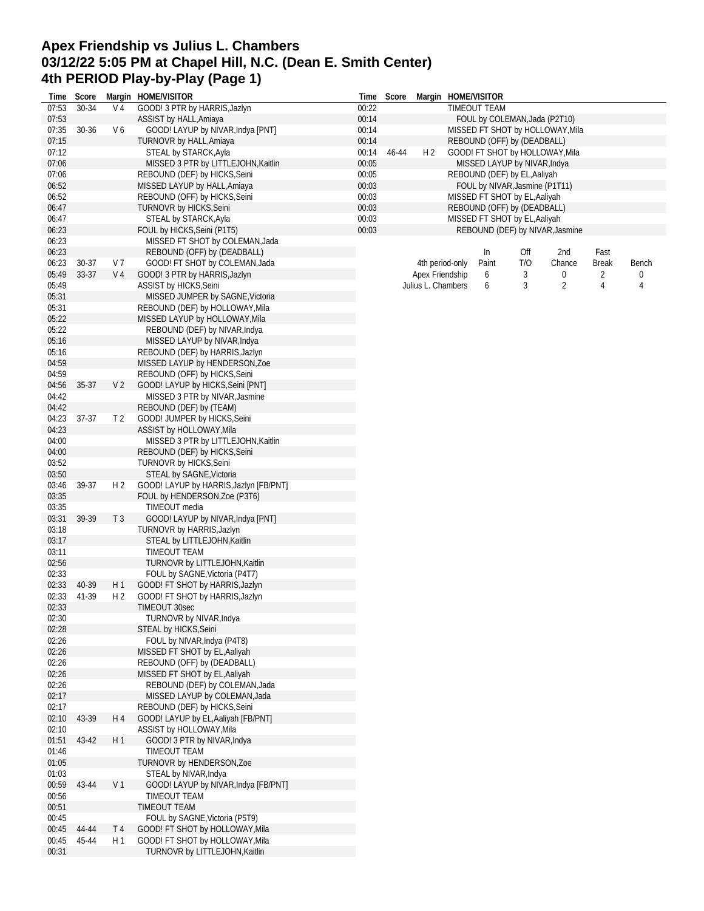# Apex Friendship vs Julius L. Chambers
# 03/12/22 5:05 PM at Chapel Hill, N.C. (Dean E. Smith Center)
# 4th PERIOD Play-by-Play (Page 1)

| Time | Score | Margin | HOME/VISITOR |
|---|---|---|---|
| 07:53 | 30-34 | V 4 | GOOD! 3 PTR by HARRIS,Jazlyn |
| 07:53 | | | ASSIST by HALL,Amiaya |
| 07:35 | 30-36 | V 6 | GOOD! LAYUP by NIVAR,Indya [PNT] |
| 07:15 | | | TURNOVR by HALL,Amiaya |
| 07:12 | | | STEAL by STARCK,Ayla |
| 07:06 | | | MISSED 3 PTR by LITTLEJOHN,Kaitlin |
| 07:06 | | | REBOUND (DEF) by HICKS,Seini |
| 06:52 | | | MISSED LAYUP by HALL,Amiaya |
| 06:52 | | | REBOUND (OFF) by HICKS,Seini |
| 06:47 | | | TURNOVR by HICKS,Seini |
| 06:47 | | | STEAL by STARCK,Ayla |
| 06:23 | | | FOUL by HICKS,Seini (P1T5) |
| 06:23 | | | MISSED FT SHOT by COLEMAN,Jada |
| 06:23 | | | REBOUND (OFF) by (DEADBALL) |
| 06:23 | 30-37 | V 7 | GOOD! FT SHOT by COLEMAN,Jada |
| 05:49 | 33-37 | V 4 | GOOD! 3 PTR by HARRIS,Jazlyn |
| 05:49 | | | ASSIST by HICKS,Seini |
| 05:31 | | | MISSED JUMPER by SAGNE,Victoria |
| 05:31 | | | REBOUND (DEF) by HOLLOWAY,Mila |
| 05:22 | | | MISSED LAYUP by HOLLOWAY,Mila |
| 05:22 | | | REBOUND (DEF) by NIVAR,Indya |
| 05:16 | | | MISSED LAYUP by NIVAR,Indya |
| 05:16 | | | REBOUND (DEF) by HARRIS,Jazlyn |
| 04:59 | | | MISSED LAYUP by HENDERSON,Zoe |
| 04:59 | | | REBOUND (OFF) by HICKS,Seini |
| 04:56 | 35-37 | V 2 | GOOD! LAYUP by HICKS,Seini [PNT] |
| 04:42 | | | MISSED 3 PTR by NIVAR,Jasmine |
| 04:42 | | | REBOUND (DEF) by (TEAM) |
| 04:23 | 37-37 | T 2 | GOOD! JUMPER by HICKS,Seini |
| 04:23 | | | ASSIST by HOLLOWAY,Mila |
| 04:00 | | | MISSED 3 PTR by LITTLEJOHN,Kaitlin |
| 04:00 | | | REBOUND (DEF) by HICKS,Seini |
| 03:52 | | | TURNOVR by HICKS,Seini |
| 03:50 | | | STEAL by SAGNE,Victoria |
| 03:46 | 39-37 | H 2 | GOOD! LAYUP by HARRIS,Jazlyn [FB/PNT] |
| 03:35 | | | FOUL by HENDERSON,Zoe (P3T6) |
| 03:35 | | | TIMEOUT media |
| 03:31 | 39-39 | T 3 | GOOD! LAYUP by NIVAR,Indya [PNT] |
| 03:18 | | | TURNOVR by HARRIS,Jazlyn |
| 03:17 | | | STEAL by LITTLEJOHN,Kaitlin |
| 03:11 | | | TIMEOUT TEAM |
| 02:56 | | | TURNOVR by LITTLEJOHN,Kaitlin |
| 02:33 | | | FOUL by SAGNE,Victoria (P4T7) |
| 02:33 | 40-39 | H 1 | GOOD! FT SHOT by HARRIS,Jazlyn |
| 02:33 | 41-39 | H 2 | GOOD! FT SHOT by HARRIS,Jazlyn |
| 02:33 | | | TIMEOUT 30sec |
| 02:30 | | | TURNOVR by NIVAR,Indya |
| 02:28 | | | STEAL by HICKS,Seini |
| 02:26 | | | FOUL by NIVAR,Indya (P4T8) |
| 02:26 | | | MISSED FT SHOT by EL,Aaliyah |
| 02:26 | | | REBOUND (OFF) by (DEADBALL) |
| 02:26 | | | MISSED FT SHOT by EL,Aaliyah |
| 02:26 | | | REBOUND (DEF) by COLEMAN,Jada |
| 02:17 | | | MISSED LAYUP by COLEMAN,Jada |
| 02:17 | | | REBOUND (DEF) by HICKS,Seini |
| 02:10 | 43-39 | H 4 | GOOD! LAYUP by EL,Aaliyah [FB/PNT] |
| 02:10 | | | ASSIST by HOLLOWAY,Mila |
| 01:51 | 43-42 | H 1 | GOOD! 3 PTR by NIVAR,Indya |
| 01:46 | | | TIMEOUT TEAM |
| 01:05 | | | TURNOVR by HENDERSON,Zoe |
| 01:03 | | | STEAL by NIVAR,Indya |
| 00:59 | 43-44 | V 1 | GOOD! LAYUP by NIVAR,Indya [FB/PNT] |
| 00:56 | | | TIMEOUT TEAM |
| 00:51 | | | TIMEOUT TEAM |
| 00:45 | | | FOUL by SAGNE,Victoria (P5T9) |
| 00:45 | 44-44 | T 4 | GOOD! FT SHOT by HOLLOWAY,Mila |
| 00:45 | 45-44 | H 1 | GOOD! FT SHOT by HOLLOWAY,Mila |
| 00:31 | | | TURNOVR by LITTLEJOHN,Kaitlin |
| 00:22 | | | TIMEOUT TEAM |
| 00:14 | | | FOUL by COLEMAN,Jada (P2T10) |
| 00:14 | | | MISSED FT SHOT by HOLLOWAY,Mila |
| 00:14 | | | REBOUND (OFF) by (DEADBALL) |
| 00:14 | 46-44 | H 2 | GOOD! FT SHOT by HOLLOWAY,Mila |
| 00:05 | | | MISSED LAYUP by NIVAR,Indya |
| 00:05 | | | REBOUND (DEF) by EL,Aaliyah |
| 00:03 | | | FOUL by NIVAR,Jasmine (P1T11) |
| 00:03 | | | MISSED FT SHOT by EL,Aaliyah |
| 00:03 | | | REBOUND (OFF) by (DEADBALL) |
| 00:03 | | | MISSED FT SHOT by EL,Aaliyah |
| 00:03 | | | REBOUND (DEF) by NIVAR,Jasmine |

| 4th period-only | In Paint | Off T/O | 2nd Chance | Fast Break | Bench |
|---|---|---|---|---|---|
| Apex Friendship | 6 | 3 | 0 | 2 | 0 |
| Julius L. Chambers | 6 | 3 | 2 | 4 | 4 |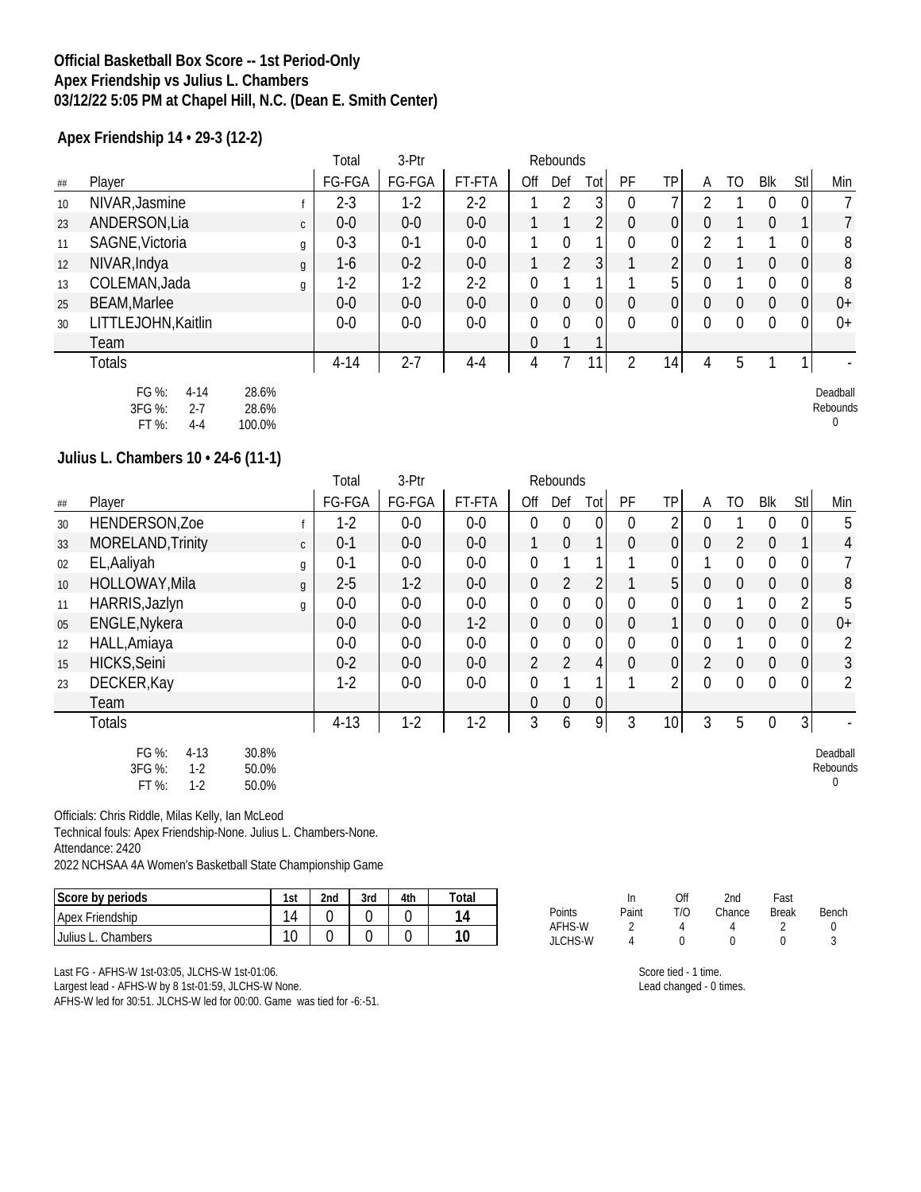**Official Basketball Box Score -- 1st Period-Only**
**Apex Friendship vs Julius L. Chambers**
**03/12/22 5:05 PM at Chapel Hill, N.C. (Dean E. Smith Center)**

### Apex Friendship 14 • 29-3 (12-2)

| ## | Player | | Total FG-FGA | 3-Ptr FG-FGA | FT-FTA | Rebounds Off | Def | Tot | PF | TP | A | TO | Blk | Stl | Min |
|---|---|---|---|---|---|---|---|---|---|---|---|---|---|---|---|
| 10 | NIVAR,Jasmine | f | 2-3 | 1-2 | 2-2 | 1 | 2 | 3 | 0 | 7 | 2 | 1 | 0 | 0 | 7 |
| 23 | ANDERSON,Lia | c | 0-0 | 0-0 | 0-0 | 1 | 1 | 2 | 0 | 0 | 0 | 1 | 0 | 1 | 7 |
| 11 | SAGNE,Victoria | g | 0-3 | 0-1 | 0-0 | 1 | 0 | 1 | 0 | 0 | 2 | 1 | 1 | 0 | 8 |
| 12 | NIVAR,Indya | g | 1-6 | 0-2 | 0-0 | 1 | 2 | 3 | 1 | 2 | 0 | 1 | 0 | 0 | 8 |
| 13 | COLEMAN,Jada | g | 1-2 | 1-2 | 2-2 | 0 | 1 | 1 | 1 | 5 | 0 | 1 | 0 | 0 | 8 |
| 25 | BEAM,Marlee | | 0-0 | 0-0 | 0-0 | 0 | 0 | 0 | 0 | 0 | 0 | 0 | 0 | 0 | 0+ |
| 30 | LITTLEJOHN,Kaitlin | | 0-0 | 0-0 | 0-0 | 0 | 0 | 0 | 0 | 0 | 0 | 0 | 0 | 0 | 0+ |
| | Team | | | | | 0 | 1 | 1 | | | | | | | |
| | Totals | | 4-14 | 2-7 | 4-4 | 4 | 7 | 11 | 2 | 14 | 4 | 5 | 1 | 1 | - |

FG %: 4-14 28.6%
3FG %: 2-7 28.6%
FT %: 4-4 100.0%

Deadball Rebounds 0

### Julius L. Chambers 10 • 24-6 (11-1)

| ## | Player | | Total FG-FGA | 3-Ptr FG-FGA | FT-FTA | Rebounds Off | Def | Tot | PF | TP | A | TO | Blk | Stl | Min |
|---|---|---|---|---|---|---|---|---|---|---|---|---|---|---|---|
| 30 | HENDERSON,Zoe | f | 1-2 | 0-0 | 0-0 | 0 | 0 | 0 | 0 | 2 | 0 | 1 | 0 | 0 | 5 |
| 33 | MORELAND,Trinity | c | 0-1 | 0-0 | 0-0 | 1 | 0 | 1 | 0 | 0 | 0 | 2 | 0 | 1 | 4 |
| 02 | EL,Aaliyah | g | 0-1 | 0-0 | 0-0 | 0 | 1 | 1 | 1 | 0 | 1 | 0 | 0 | 0 | 7 |
| 10 | HOLLOWAY,Mila | g | 2-5 | 1-2 | 0-0 | 0 | 2 | 2 | 1 | 5 | 0 | 0 | 0 | 0 | 8 |
| 11 | HARRIS,Jazlyn | g | 0-0 | 0-0 | 0-0 | 0 | 0 | 0 | 0 | 0 | 0 | 1 | 0 | 2 | 5 |
| 05 | ENGLE,Nykera | | 0-0 | 0-0 | 1-2 | 0 | 0 | 0 | 0 | 1 | 0 | 0 | 0 | 0 | 0+ |
| 12 | HALL,Amiaya | | 0-0 | 0-0 | 0-0 | 0 | 0 | 0 | 0 | 0 | 0 | 1 | 0 | 0 | 2 |
| 15 | HICKS,Seini | | 0-2 | 0-0 | 0-0 | 2 | 2 | 4 | 0 | 0 | 2 | 0 | 0 | 0 | 3 |
| 23 | DECKER,Kay | | 1-2 | 0-0 | 0-0 | 0 | 1 | 1 | 1 | 2 | 0 | 0 | 0 | 0 | 2 |
| | Team | | | | | 0 | 0 | 0 | | | | | | | |
| | Totals | | 4-13 | 1-2 | 1-2 | 3 | 6 | 9 | 3 | 10 | 3 | 5 | 0 | 3 | - |

FG %: 4-13 30.8%
3FG %: 1-2 50.0%
FT %: 1-2 50.0%

Deadball Rebounds 0

Officials: Chris Riddle, Milas Kelly, Ian McLeod
Technical fouls: Apex Friendship-None. Julius L. Chambers-None.
Attendance: 2420
2022 NCHSAA 4A Women's Basketball State Championship Game

| Score by periods | 1st | 2nd | 3rd | 4th | Total |
|---|---|---|---|---|---|
| Apex Friendship | 14 | 0 | 0 | 0 | 14 |
| Julius L. Chambers | 10 | 0 | 0 | 0 | 10 |

| Points | In Paint | Off T/O | 2nd Chance | Fast Break | Bench |
|---|---|---|---|---|---|
| AFHS-W | 2 | 4 | 4 | 2 | 0 |
| JLCHS-W | 4 | 0 | 0 | 0 | 3 |

Last FG - AFHS-W 1st-03:05, JLCHS-W 1st-01:06.
Largest lead - AFHS-W by 8 1st-01:59, JLCHS-W None.
AFHS-W led for 30:51. JLCHS-W led for 00:00. Game was tied for -6:-51.

Score tied - 1 time.
Lead changed - 0 times.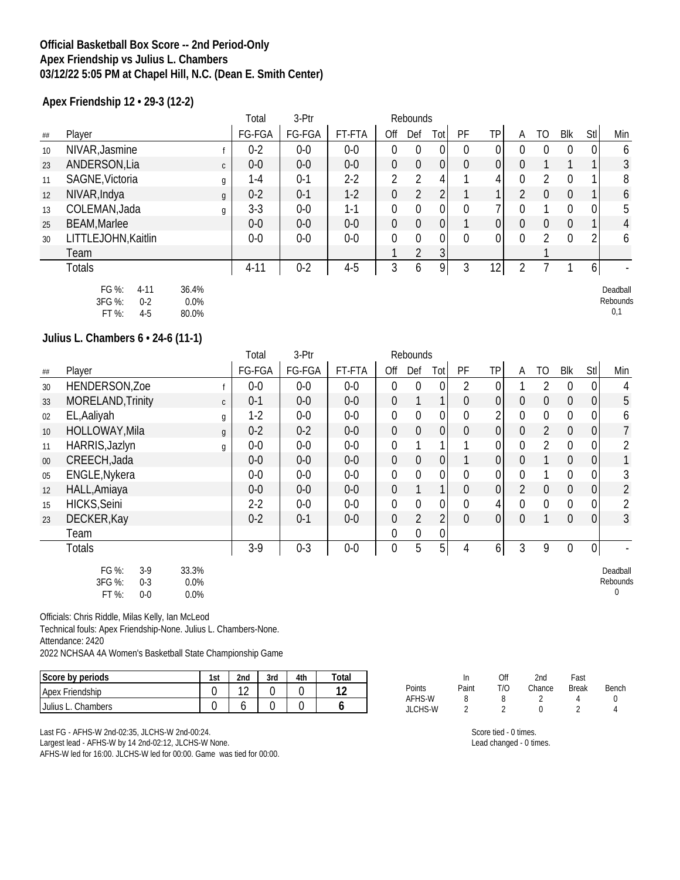**Official Basketball Box Score -- 2nd Period-Only**
**Apex Friendship vs Julius L. Chambers**
**03/12/22 5:05 PM at Chapel Hill, N.C. (Dean E. Smith Center)**

**Apex Friendship 12 • 29-3 (12-2)**

| ## | Player | | Total FG-FGA | 3-Ptr FG-FGA | FT-FTA | Rebounds Off | Def | Tot | PF | TP | A | TO | Blk | Stl | Min |
|---|---|---|---|---|---|---|---|---|---|---|---|---|---|---|---|
| 10 | NIVAR,Jasmine | f | 0-2 | 0-0 | 0-0 | 0 | 0 | 0 | 0 | 0 | 0 | 0 | 0 | 0 | 6 |
| 23 | ANDERSON,Lia | c | 0-0 | 0-0 | 0-0 | 0 | 0 | 0 | 0 | 0 | 0 | 1 | 1 | 1 | 3 |
| 11 | SAGNE,Victoria | g | 1-4 | 0-1 | 2-2 | 2 | 2 | 4 | 1 | 4 | 0 | 2 | 0 | 1 | 8 |
| 12 | NIVAR,Indya | g | 0-2 | 0-1 | 1-2 | 0 | 2 | 2 | 1 | 1 | 2 | 0 | 0 | 1 | 6 |
| 13 | COLEMAN,Jada | g | 3-3 | 0-0 | 1-1 | 0 | 0 | 0 | 0 | 7 | 0 | 1 | 0 | 0 | 5 |
| 25 | BEAM,Marlee | | 0-0 | 0-0 | 0-0 | 0 | 0 | 0 | 1 | 0 | 0 | 0 | 0 | 1 | 4 |
| 30 | LITTLEJOHN,Kaitlin | | 0-0 | 0-0 | 0-0 | 0 | 0 | 0 | 0 | 0 | 0 | 2 | 0 | 2 | 6 |
| | Team | | | | | 1 | 2 | 3 | | | | 1 | | | |
| | Totals | | 4-11 | 0-2 | 4-5 | 3 | 6 | 9 | 3 | 12 | 2 | 7 | 1 | 6 | - |

FG %: 4-11 36.4%
3FG %: 0-2 0.0%
FT %: 4-5 80.0%

Deadball Rebounds 0,1

**Julius L. Chambers 6 • 24-6 (11-1)**

| ## | Player | | Total FG-FGA | 3-Ptr FG-FGA | FT-FTA | Rebounds Off | Def | Tot | PF | TP | A | TO | Blk | Stl | Min |
|---|---|---|---|---|---|---|---|---|---|---|---|---|---|---|---|
| 30 | HENDERSON,Zoe | f | 0-0 | 0-0 | 0-0 | 0 | 0 | 0 | 2 | 0 | 1 | 2 | 0 | 0 | 4 |
| 33 | MORELAND,Trinity | c | 0-1 | 0-0 | 0-0 | 0 | 1 | 1 | 0 | 0 | 0 | 0 | 0 | 0 | 5 |
| 02 | EL,Aaliyah | g | 1-2 | 0-0 | 0-0 | 0 | 0 | 0 | 0 | 2 | 0 | 0 | 0 | 0 | 6 |
| 10 | HOLLOWAY,Mila | g | 0-2 | 0-2 | 0-0 | 0 | 0 | 0 | 0 | 0 | 0 | 2 | 0 | 0 | 7 |
| 11 | HARRIS,Jazlyn | g | 0-0 | 0-0 | 0-0 | 0 | 1 | 1 | 1 | 0 | 0 | 2 | 0 | 0 | 2 |
| 00 | CREECH,Jada | | 0-0 | 0-0 | 0-0 | 0 | 0 | 0 | 1 | 0 | 0 | 1 | 0 | 0 | 1 |
| 05 | ENGLE,Nykera | | 0-0 | 0-0 | 0-0 | 0 | 0 | 0 | 0 | 0 | 0 | 1 | 0 | 0 | 3 |
| 12 | HALL,Amiaya | | 0-0 | 0-0 | 0-0 | 0 | 1 | 1 | 0 | 0 | 2 | 0 | 0 | 0 | 2 |
| 15 | HICKS,Seini | | 2-2 | 0-0 | 0-0 | 0 | 0 | 0 | 0 | 4 | 0 | 0 | 0 | 0 | 2 |
| 23 | DECKER,Kay | | 0-2 | 0-1 | 0-0 | 0 | 2 | 2 | 0 | 0 | 0 | 1 | 0 | 0 | 3 |
| | Team | | | | | 0 | 0 | 0 | | | | | | | |
| | Totals | | 3-9 | 0-3 | 0-0 | 0 | 5 | 5 | 4 | 6 | 3 | 9 | 0 | 0 | - |

FG %: 3-9 33.3%
3FG %: 0-3 0.0%
FT %: 0-0 0.0%

Deadball Rebounds 0

Officials: Chris Riddle, Milas Kelly, Ian McLeod
Technical fouls: Apex Friendship-None. Julius L. Chambers-None.
Attendance: 2420
2022 NCHSAA 4A Women's Basketball State Championship Game

| Score by periods | 1st | 2nd | 3rd | 4th | Total |
|---|---|---|---|---|---|
| Apex Friendship | 0 | 12 | 0 | 0 | 12 |
| Julius L. Chambers | 0 | 6 | 0 | 0 | 6 |

| Points | In Paint | Off T/O | 2nd Chance | Fast Break | Bench |
|---|---|---|---|---|---|
| AFHS-W | 8 | 8 | 2 | 4 | 0 |
| JLCHS-W | 2 | 2 | 0 | 2 | 4 |

Last FG - AFHS-W 2nd-02:35, JLCHS-W 2nd-00:24.
Largest lead - AFHS-W by 14 2nd-02:12, JLCHS-W None.
AFHS-W led for 16:00. JLCHS-W led for 00:00. Game was tied for 00:00.

Score tied - 0 times.
Lead changed - 0 times.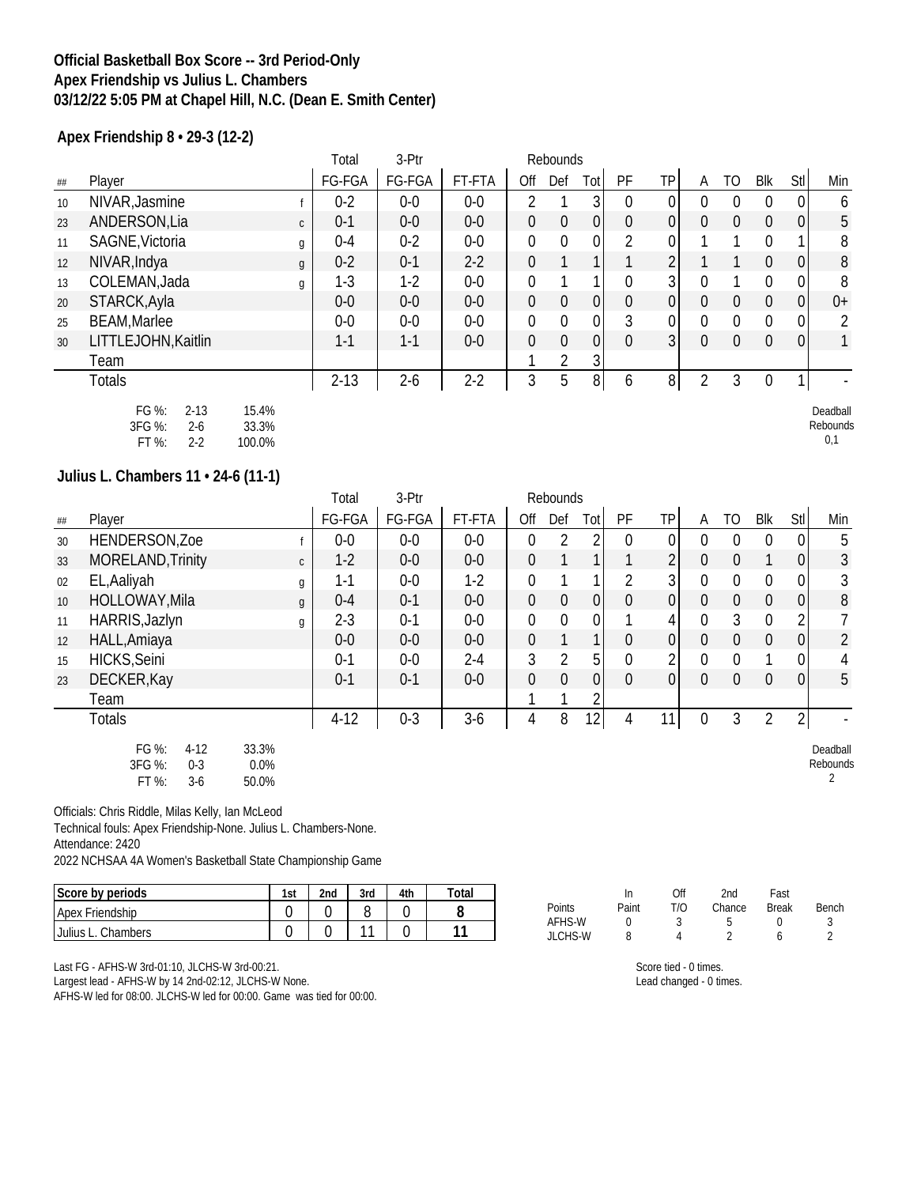**Official Basketball Box Score -- 3rd Period-Only**
**Apex Friendship vs Julius L. Chambers**
**03/12/22 5:05 PM at Chapel Hill, N.C. (Dean E. Smith Center)**

**Apex Friendship 8 • 29-3 (12-2)**

| ## | Player | | Total FG-FGA | 3-Ptr FG-FGA | FT-FTA | Rebounds Off | Def | Tot | PF | TP | A | TO | Blk | Stl | Min |
|---|---|---|---|---|---|---|---|---|---|---|---|---|---|---|---|
| 10 | NIVAR,Jasmine | f | 0-2 | 0-0 | 0-0 | 2 | 1 | 3 | 0 | 0 | 0 | 0 | 0 | 0 | 6 |
| 23 | ANDERSON,Lia | c | 0-1 | 0-0 | 0-0 | 0 | 0 | 0 | 0 | 0 | 0 | 0 | 0 | 0 | 5 |
| 11 | SAGNE,Victoria | g | 0-4 | 0-2 | 0-0 | 0 | 0 | 0 | 2 | 0 | 1 | 1 | 0 | 1 | 8 |
| 12 | NIVAR,Indya | g | 0-2 | 0-1 | 2-2 | 0 | 1 | 1 | 1 | 2 | 1 | 1 | 0 | 0 | 8 |
| 13 | COLEMAN,Jada | g | 1-3 | 1-2 | 0-0 | 0 | 1 | 1 | 0 | 3 | 0 | 1 | 0 | 0 | 8 |
| 20 | STARCK,Ayla | | 0-0 | 0-0 | 0-0 | 0 | 0 | 0 | 0 | 0 | 0 | 0 | 0 | 0 | 0+ |
| 25 | BEAM,Marlee | | 0-0 | 0-0 | 0-0 | 0 | 0 | 0 | 3 | 0 | 0 | 0 | 0 | 0 | 2 |
| 30 | LITTLEJOHN,Kaitlin | | 1-1 | 1-1 | 0-0 | 0 | 0 | 0 | 0 | 3 | 0 | 0 | 0 | 0 | 1 |
| | Team | | | | | 1 | 2 | 3 | | | | | | | |
| | Totals | | 2-13 | 2-6 | 2-2 | 3 | 5 | 8 | 6 | 8 | 2 | 3 | 0 | 1 | - |

FG %: 2-13 15.4%
3FG %: 2-6 33.3%
FT %: 2-2 100.0%

Deadball Rebounds 0,1

**Julius L. Chambers 11 • 24-6 (11-1)**

| ## | Player | | Total FG-FGA | 3-Ptr FG-FGA | FT-FTA | Rebounds Off | Def | Tot | PF | TP | A | TO | Blk | Stl | Min |
|---|---|---|---|---|---|---|---|---|---|---|---|---|---|---|---|
| 30 | HENDERSON,Zoe | f | 0-0 | 0-0 | 0-0 | 0 | 2 | 2 | 0 | 0 | 0 | 0 | 0 | 0 | 5 |
| 33 | MORELAND,Trinity | c | 1-2 | 0-0 | 0-0 | 0 | 1 | 1 | 1 | 2 | 0 | 0 | 1 | 0 | 3 |
| 02 | EL,Aaliyah | g | 1-1 | 0-0 | 1-2 | 0 | 1 | 1 | 2 | 3 | 0 | 0 | 0 | 0 | 3 |
| 10 | HOLLOWAY,Mila | g | 0-4 | 0-1 | 0-0 | 0 | 0 | 0 | 0 | 0 | 0 | 0 | 0 | 0 | 8 |
| 11 | HARRIS,Jazlyn | g | 2-3 | 0-1 | 0-0 | 0 | 0 | 0 | 1 | 4 | 0 | 3 | 0 | 2 | 7 |
| 12 | HALL,Amiaya | | 0-0 | 0-0 | 0-0 | 0 | 1 | 1 | 0 | 0 | 0 | 0 | 0 | 0 | 2 |
| 15 | HICKS,Seini | | 0-1 | 0-0 | 2-4 | 3 | 2 | 5 | 0 | 2 | 0 | 0 | 1 | 0 | 4 |
| 23 | DECKER,Kay | | 0-1 | 0-1 | 0-0 | 0 | 0 | 0 | 0 | 0 | 0 | 0 | 0 | 0 | 5 |
| | Team | | | | | 1 | 1 | 2 | | | | | | | |
| | Totals | | 4-12 | 0-3 | 3-6 | 4 | 8 | 12 | 4 | 11 | 0 | 3 | 2 | 2 | - |

FG %: 4-12 33.3%
3FG %: 0-3 0.0%
FT %: 3-6 50.0%

Deadball Rebounds 2

Officials: Chris Riddle, Milas Kelly, Ian McLeod
Technical fouls: Apex Friendship-None. Julius L. Chambers-None.
Attendance: 2420
2022 NCHSAA 4A Women's Basketball State Championship Game

| Score by periods | 1st | 2nd | 3rd | 4th | Total |
|---|---|---|---|---|---|
| Apex Friendship | 0 | 0 | 8 | 0 | 8 |
| Julius L. Chambers | 0 | 0 | 11 | 0 | 11 |

| Points | In Paint | Off T/O | 2nd Chance | Fast Break | Bench |
|---|---|---|---|---|---|
| AFHS-W | 0 | 3 | 5 | 0 | 3 |
| JLCHS-W | 8 | 4 | 2 | 6 | 2 |

Last FG - AFHS-W 3rd-01:10, JLCHS-W 3rd-00:21.
Largest lead - AFHS-W by 14 2nd-02:12, JLCHS-W None.
AFHS-W led for 08:00. JLCHS-W led for 00:00. Game was tied for 00:00.

Score tied - 0 times.
Lead changed - 0 times.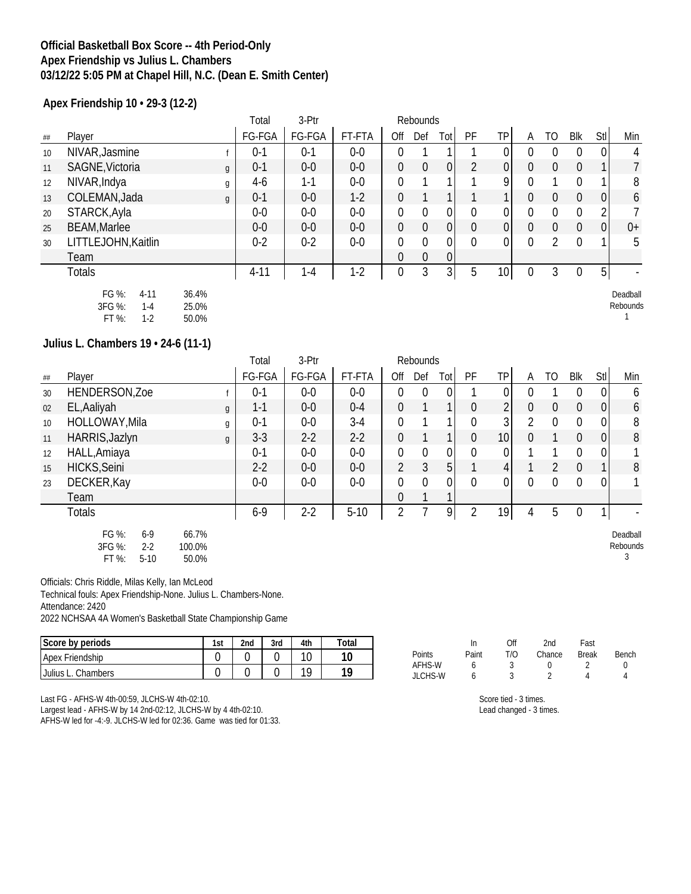**Official Basketball Box Score -- 4th Period-Only**
**Apex Friendship vs Julius L. Chambers**
**03/12/22 5:05 PM at Chapel Hill, N.C. (Dean E. Smith Center)**

**Apex Friendship 10 • 29-3 (12-2)**

| | | | Total | 3-Ptr | | Rebounds | | | | | | | | | |
|---|---|---|---|---|---|---|---|---|---|---|---|---|---|---|---|
| ## | Player | | FG-FGA | FG-FGA | FT-FTA | Off | Def | Tot | PF | TP | A | TO | Blk | Stl | Min |
| 10 | NIVAR,Jasmine | f | 0-1 | 0-1 | 0-0 | 0 | 1 | 1 | 1 | 0 | 0 | 0 | 0 | 0 | 4 |
| 11 | SAGNE,Victoria | g | 0-1 | 0-0 | 0-0 | 0 | 0 | 0 | 2 | 0 | 0 | 0 | 0 | 1 | 7 |
| 12 | NIVAR,Indya | g | 4-6 | 1-1 | 0-0 | 0 | 1 | 1 | 1 | 9 | 0 | 1 | 0 | 1 | 8 |
| 13 | COLEMAN,Jada | g | 0-1 | 0-0 | 1-2 | 0 | 1 | 1 | 1 | 1 | 0 | 0 | 0 | 0 | 6 |
| 20 | STARCK,Ayla | | 0-0 | 0-0 | 0-0 | 0 | 0 | 0 | 0 | 0 | 0 | 0 | 0 | 2 | 7 |
| 25 | BEAM,Marlee | | 0-0 | 0-0 | 0-0 | 0 | 0 | 0 | 0 | 0 | 0 | 0 | 0 | 0 | 0+ |
| 30 | LITTLEJOHN,Kaitlin | | 0-2 | 0-2 | 0-0 | 0 | 0 | 0 | 0 | 0 | 0 | 2 | 0 | 1 | 5 |
| | Team | | | | | 0 | 0 | 0 | | | | | | | |
| | Totals | | 4-11 | 1-4 | 1-2 | 0 | 3 | 3 | 5 | 10 | 0 | 3 | 0 | 5 | - |

FG %: 4-11 36.4%
3FG %: 1-4 25.0%
FT %: 1-2 50.0%

Deadball Rebounds 1

**Julius L. Chambers 19 • 24-6 (11-1)**

| | | | Total | 3-Ptr | | Rebounds | | | | | | | | | |
|---|---|---|---|---|---|---|---|---|---|---|---|---|---|---|---|
| ## | Player | | FG-FGA | FG-FGA | FT-FTA | Off | Def | Tot | PF | TP | A | TO | Blk | Stl | Min |
| 30 | HENDERSON,Zoe | f | 0-1 | 0-0 | 0-0 | 0 | 0 | 0 | 1 | 0 | 0 | 1 | 0 | 0 | 6 |
| 02 | EL,Aaliyah | g | 1-1 | 0-0 | 0-4 | 0 | 1 | 1 | 0 | 2 | 0 | 0 | 0 | 0 | 6 |
| 10 | HOLLOWAY,Mila | g | 0-1 | 0-0 | 3-4 | 0 | 1 | 1 | 0 | 3 | 2 | 0 | 0 | 0 | 8 |
| 11 | HARRIS,Jazlyn | g | 3-3 | 2-2 | 2-2 | 0 | 1 | 1 | 0 | 10 | 0 | 1 | 0 | 0 | 8 |
| 12 | HALL,Amiaya | | 0-1 | 0-0 | 0-0 | 0 | 0 | 0 | 0 | 0 | 1 | 1 | 0 | 0 | 1 |
| 15 | HICKS,Seini | | 2-2 | 0-0 | 0-0 | 2 | 3 | 5 | 1 | 4 | 1 | 2 | 0 | 1 | 8 |
| 23 | DECKER,Kay | | 0-0 | 0-0 | 0-0 | 0 | 0 | 0 | 0 | 0 | 0 | 0 | 0 | 0 | 1 |
| | Team | | | | | 0 | 1 | 1 | | | | | | | |
| | Totals | | 6-9 | 2-2 | 5-10 | 2 | 7 | 9 | 2 | 19 | 4 | 5 | 0 | 1 | - |

FG %: 6-9 66.7%
3FG %: 2-2 100.0%
FT %: 5-10 50.0%

Deadball Rebounds 3

Officials: Chris Riddle, Milas Kelly, Ian McLeod
Technical fouls: Apex Friendship-None. Julius L. Chambers-None.
Attendance: 2420
2022 NCHSAA 4A Women's Basketball State Championship Game

| Score by periods | 1st | 2nd | 3rd | 4th | Total |
|---|---|---|---|---|---|
| Apex Friendship | 0 | 0 | 0 | 10 | 10 |
| Julius L. Chambers | 0 | 0 | 0 | 19 | 19 |

| Points | In Paint | Off T/O | 2nd Chance | Fast Break | Bench |
|---|---|---|---|---|---|
| AFHS-W | 6 | 3 | 0 | 2 | 0 |
| JLCHS-W | 6 | 3 | 2 | 4 | 4 |

Last FG - AFHS-W 4th-00:59, JLCHS-W 4th-02:10.
Largest lead - AFHS-W by 14 2nd-02:12, JLCHS-W by 4 4th-02:10.
AFHS-W led for -4:-9. JLCHS-W led for 02:36. Game was tied for 01:33.

Score tied - 3 times.
Lead changed - 3 times.